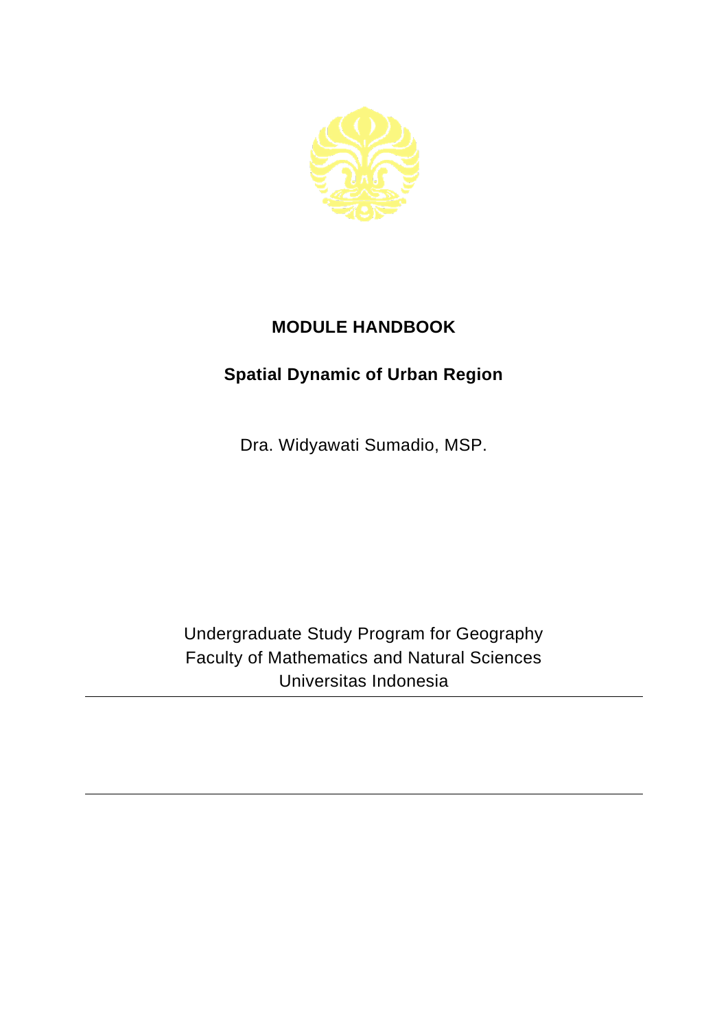# MODULE HANDBOOK

## Spatial Dynamic of Urban Region

Dra. Widyawati Sumadio, MSP.

Undergraduate Study Program for Geography
Faculty of Mathematics and Natural Sciences
Universitas Indonesia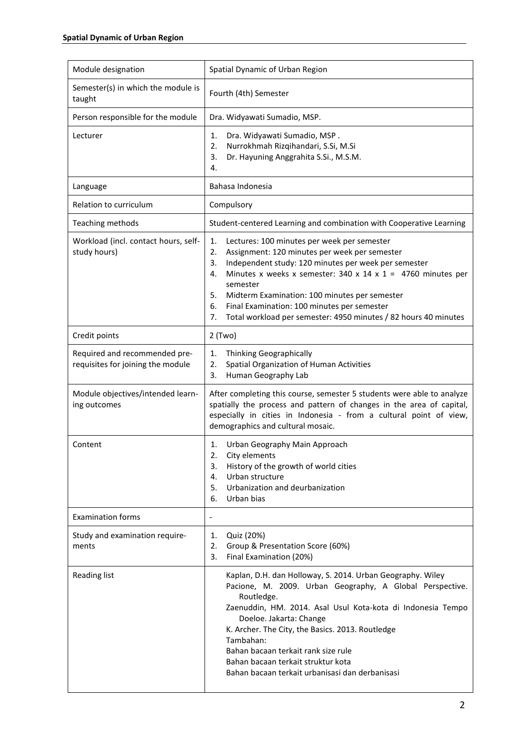| | |
|---|---|
| Module designation | Spatial Dynamic of Urban Region |
| Semester(s) in which the module is taught | Fourth (4th) Semester |
| Person responsible for the module | Dra. Widyawati Sumadio, MSP. |
| Lecturer | 1. Dra. Widyawati Sumadio, MSP .<br>2. Nurrokhmah Rizqihandari, S.Si, M.Si<br>3. Dr. Hayuning Anggrahita S.Si., M.S.M.<br>4. |
| Language | Bahasa Indonesia |
| Relation to curriculum | Compulsory |
| Teaching methods | Student-centered Learning and combination with Cooperative Learning |
| Workload (incl. contact hours, self-study hours) | 1. Lectures: 100 minutes per week per semester<br>2. Assignment: 120 minutes per week per semester<br>3. Independent study: 120 minutes per week per semester<br>4. Minutes x weeks x semester: 340 x 14 x 1 = 4760 minutes per semester<br>5. Midterm Examination: 100 minutes per semester<br>6. Final Examination: 100 minutes per semester<br>7. Total workload per semester: 4950 minutes / 82 hours 40 minutes |
| Credit points | 2 (Two) |
| Required and recommended pre-requisites for joining the module | 1. Thinking Geographically<br>2. Spatial Organization of Human Activities<br>3. Human Geography Lab |
| Module objectives/intended learning outcomes | After completing this course, semester 5 students were able to analyze spatially the process and pattern of changes in the area of capital, especially in cities in Indonesia - from a cultural point of view, demographics and cultural mosaic. |
| Content | 1. Urban Geography Main Approach<br>2. City elements<br>3. History of the growth of world cities<br>4. Urban structure<br>5. Urbanization and deurbanization<br>6. Urban bias |
| Examination forms | - |
| Study and examination requirements | 1. Quiz (20%)<br>2. Group & Presentation Score (60%)<br>3. Final Examination (20%) |
| Reading list | Kaplan, D.H. dan Holloway, S. 2014. Urban Geography. Wiley<br>Pacione, M. 2009. Urban Geography, A Global Perspective. Routledge.<br>Zaenuddin, HM. 2014. Asal Usul Kota-kota di Indonesia Tempo Doeloe. Jakarta: Change<br>K. Archer. The City, the Basics. 2013. Routledge<br>Tambahan:<br>Bahan bacaan terkait rank size rule<br>Bahan bacaan terkait struktur kota<br>Bahan bacaan terkait urbanisasi dan derbanisasi |